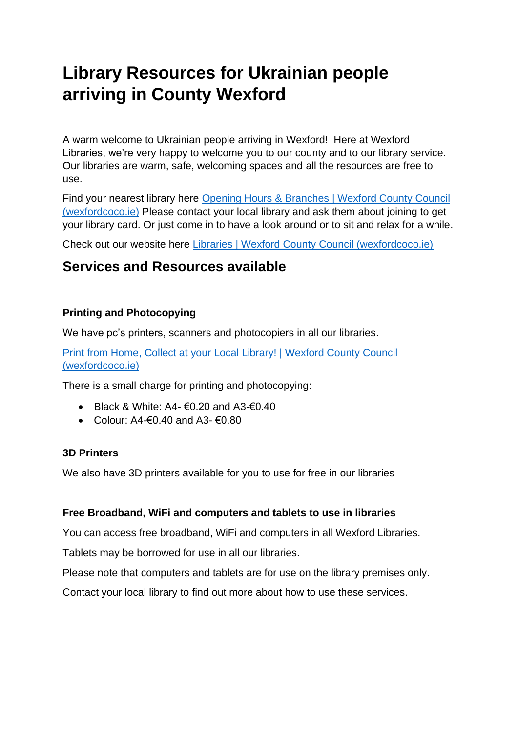# Library Resources for Ukrainian people arriving in County Wexford

A warm welcome to Ukrainian people arriving in Wexford! Here at Wexford Libraries, we're very happy to welcome you to our county and to our library service. Our libraries are warm, safe, welcoming spaces and all the resources are free to use.

Find your nearest library here [Opening Hours & Branches | Wexford County Council (wexfordcoco.ie)]() Please contact your local library and ask them about joining to get your library card. Or just come in to have a look around or to sit and relax for a while.

Check out our website here [Libraries | Wexford County Council (wexfordcoco.ie)]()

## Services and Resources available

**Printing and Photocopying**

We have pc's printers, scanners and photocopiers in all our libraries.

[Print from Home, Collect at your Local Library! | Wexford County Council (wexfordcoco.ie)]()

There is a small charge for printing and photocopying:

- Black & White: A4- €0.20 and A3-€0.40
- Colour: A4-€0.40 and A3- €0.80

**3D Printers**

We also have 3D printers available for you to use for free in our libraries

**Free Broadband, WiFi and computers and tablets to use in libraries**

You can access free broadband, WiFi and computers in all Wexford Libraries.

Tablets may be borrowed for use in all our libraries.

Please note that computers and tablets are for use on the library premises only.

Contact your local library to find out more about how to use these services.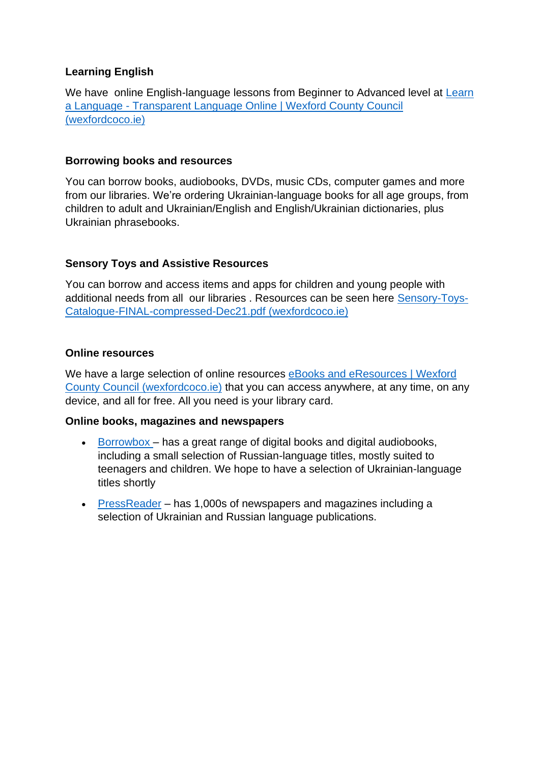### Learning English

We have online English-language lessons from Beginner to Advanced level at [Learn a Language - Transparent Language Online | Wexford County Council (wexfordcoco.ie)]

### Borrowing books and resources

You can borrow books, audiobooks, DVDs, music CDs, computer games and more from our libraries. We're ordering Ukrainian-language books for all age groups, from children to adult and Ukrainian/English and English/Ukrainian dictionaries, plus Ukrainian phrasebooks.

### Sensory Toys and Assistive Resources

You can borrow and access items and apps for children and young people with additional needs from all our libraries . Resources can be seen here [Sensory-Toys-Catalogue-FINAL-compressed-Dec21.pdf (wexfordcoco.ie)]

### Online resources

We have a large selection of online resources [eBooks and eResources | Wexford County Council (wexfordcoco.ie)] that you can access anywhere, at any time, on any device, and all for free. All you need is your library card.

**Online books, magazines and newspapers**

- [Borrowbox] – has a great range of digital books and digital audiobooks, including a small selection of Russian-language titles, mostly suited to teenagers and children. We hope to have a selection of Ukrainian-language titles shortly
- [PressReader] – has 1,000s of newspapers and magazines including a selection of Ukrainian and Russian language publications.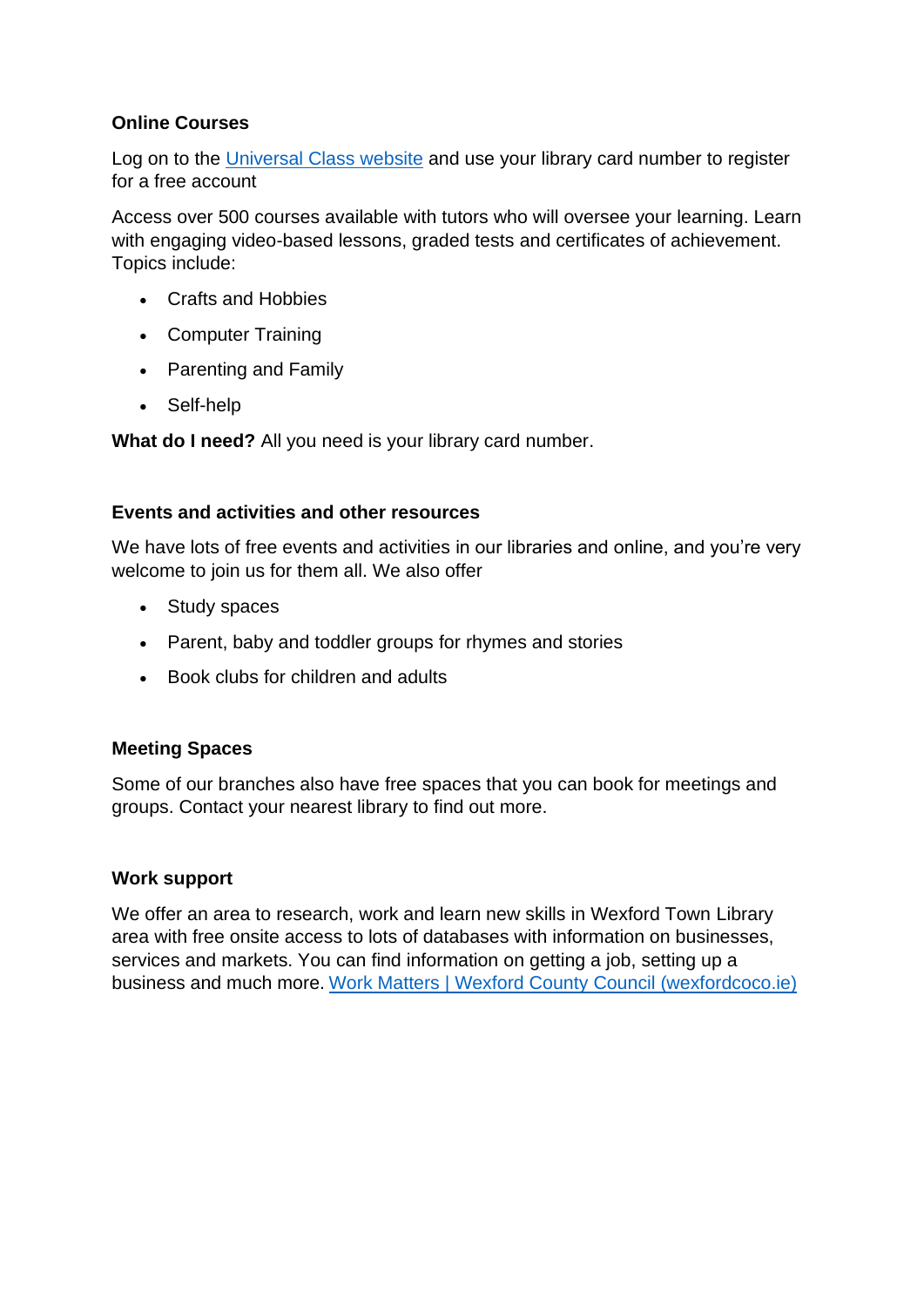**Online Courses**

Log on to the [Universal Class website] and use your library card number to register for a free account

Access over 500 courses available with tutors who will oversee your learning. Learn with engaging video-based lessons, graded tests and certificates of achievement. Topics include:

- Crafts and Hobbies
- Computer Training
- Parenting and Family
- Self-help

**What do I need?** All you need is your library card number.

**Events and activities and other resources**

We have lots of free events and activities in our libraries and online, and you're very welcome to join us for them all. We also offer

- Study spaces
- Parent, baby and toddler groups for rhymes and stories
- Book clubs for children and adults

**Meeting Spaces**

Some of our branches also have free spaces that you can book for meetings and groups. Contact your nearest library to find out more.

**Work support**

We offer an area to research, work and learn new skills in Wexford Town Library area with free onsite access to lots of databases with information on businesses, services and markets. You can find information on getting a job, setting up a business and much more. Work Matters | Wexford County Council (wexfordcoco.ie)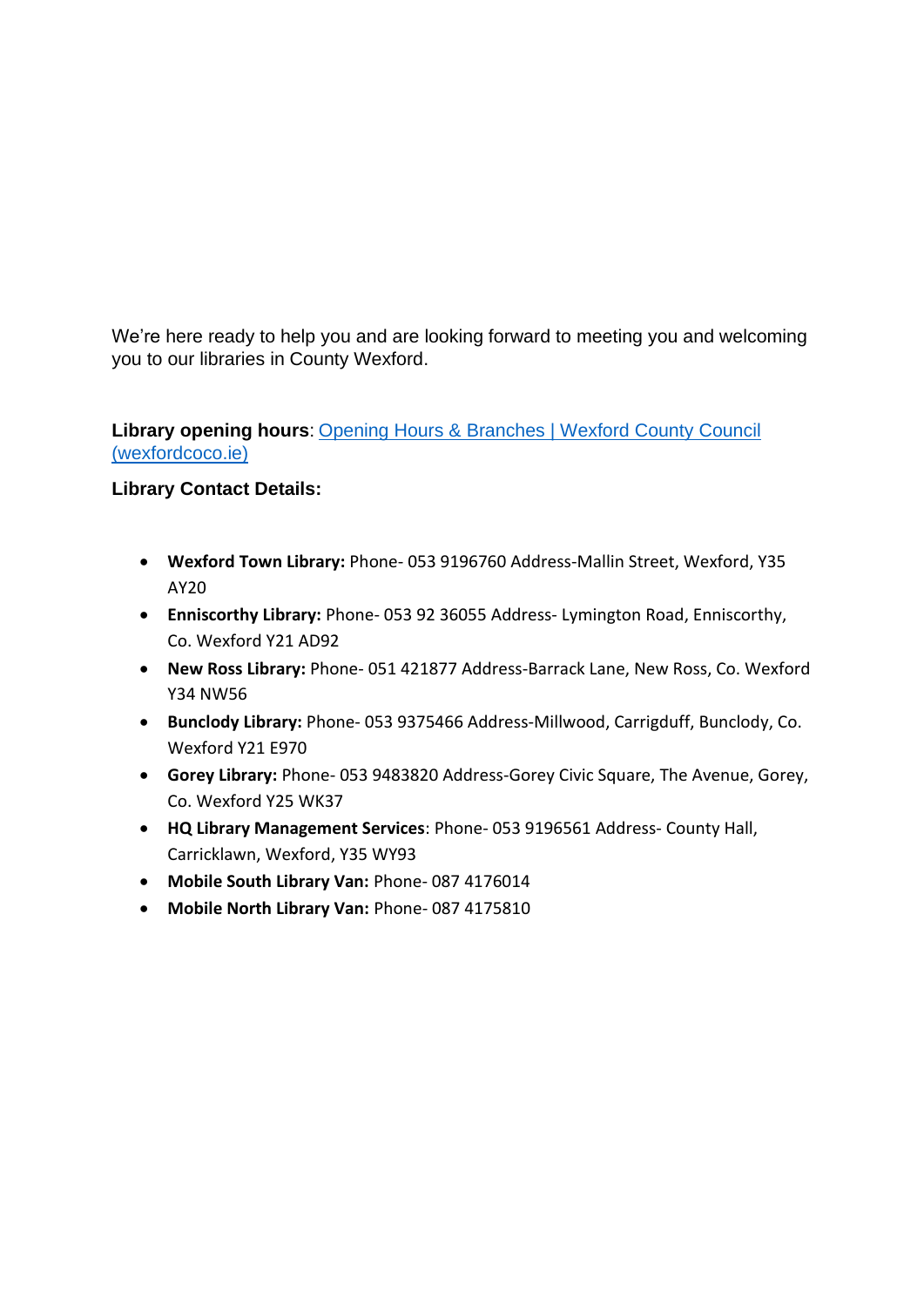We're here ready to help you and are looking forward to meeting you and welcoming you to our libraries in County Wexford.

**Library opening hours**: [Opening Hours & Branches | Wexford County Council (wexfordcoco.ie)]

**Library Contact Details:**

- **Wexford Town Library:** Phone- 053 9196760 Address-Mallin Street, Wexford, Y35 AY20
- **Enniscorthy Library:** Phone- 053 92 36055 Address- Lymington Road, Enniscorthy, Co. Wexford Y21 AD92
- **New Ross Library:** Phone- 051 421877 Address-Barrack Lane, New Ross, Co. Wexford Y34 NW56
- **Bunclody Library:** Phone- 053 9375466 Address-Millwood, Carrigduff, Bunclody, Co. Wexford Y21 E970
- **Gorey Library:** Phone- 053 9483820 Address-Gorey Civic Square, The Avenue, Gorey, Co. Wexford Y25 WK37
- **HQ Library Management Services**: Phone- 053 9196561 Address- County Hall, Carricklawn, Wexford, Y35 WY93
- **Mobile South Library Van:** Phone- 087 4176014
- **Mobile North Library Van:** Phone- 087 4175810